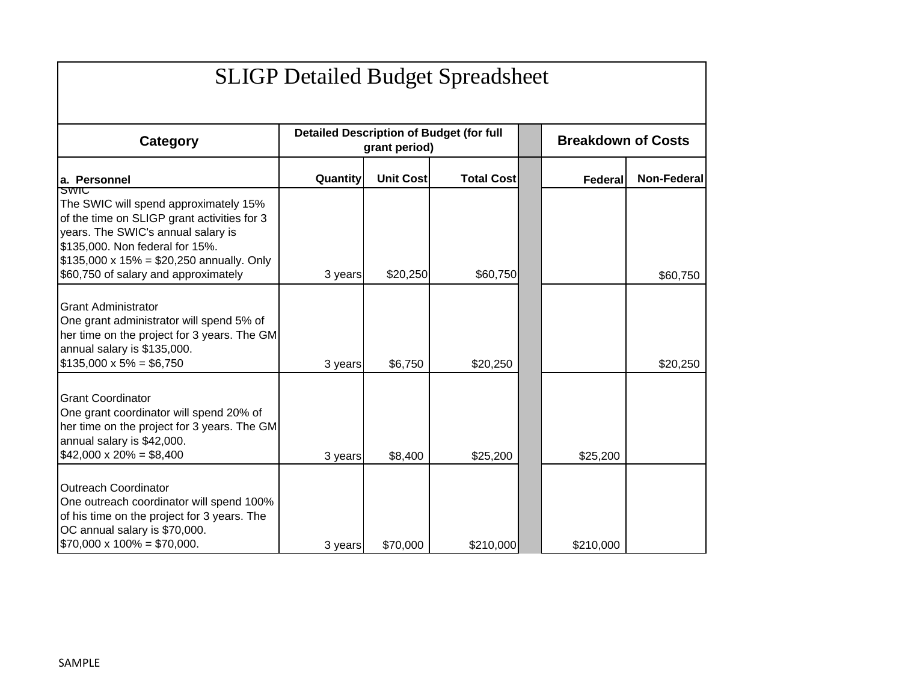# SLIGP Detailed Budget Spreadsheet

| Category | Detailed Description of Budget (for full grant period) | | | | Breakdown of Costs | |
|---|---|---|---|---|---|---|
| **a. Personnel** | **Quantity** | **Unit Cost** | **Total Cost** | | **Federal** | **Non-Federal** |
| SWIC<br>The SWIC will spend approximately 15% of the time on SLIGP grant activities for 3 years. The SWIC's annual salary is $135,000. Non federal for 15%. $135,000 x 15% = $20,250 annually. Only $60,750 of salary and approximately | 3 years | $20,250 | $60,750 | | | $60,750 |
| Grant Administrator<br>One grant administrator will spend 5% of her time on the project for 3 years. The GM annual salary is $135,000.<br>$135,000 x 5% = $6,750 | 3 years | $6,750 | $20,250 | | | $20,250 |
| Grant Coordinator<br>One grant coordinator will spend 20% of her time on the project for 3 years. The GM annual salary is $42,000.<br>$42,000 x 20% = $8,400 | 3 years | $8,400 | $25,200 | | $25,200 | |
| Outreach Coordinator<br>One outreach coordinator will spend 100% of his time on the project for 3 years. The OC annual salary is $70,000.<br>$70,000 x 100% = $70,000. | 3 years | $70,000 | $210,000 | | $210,000 | |

SAMPLE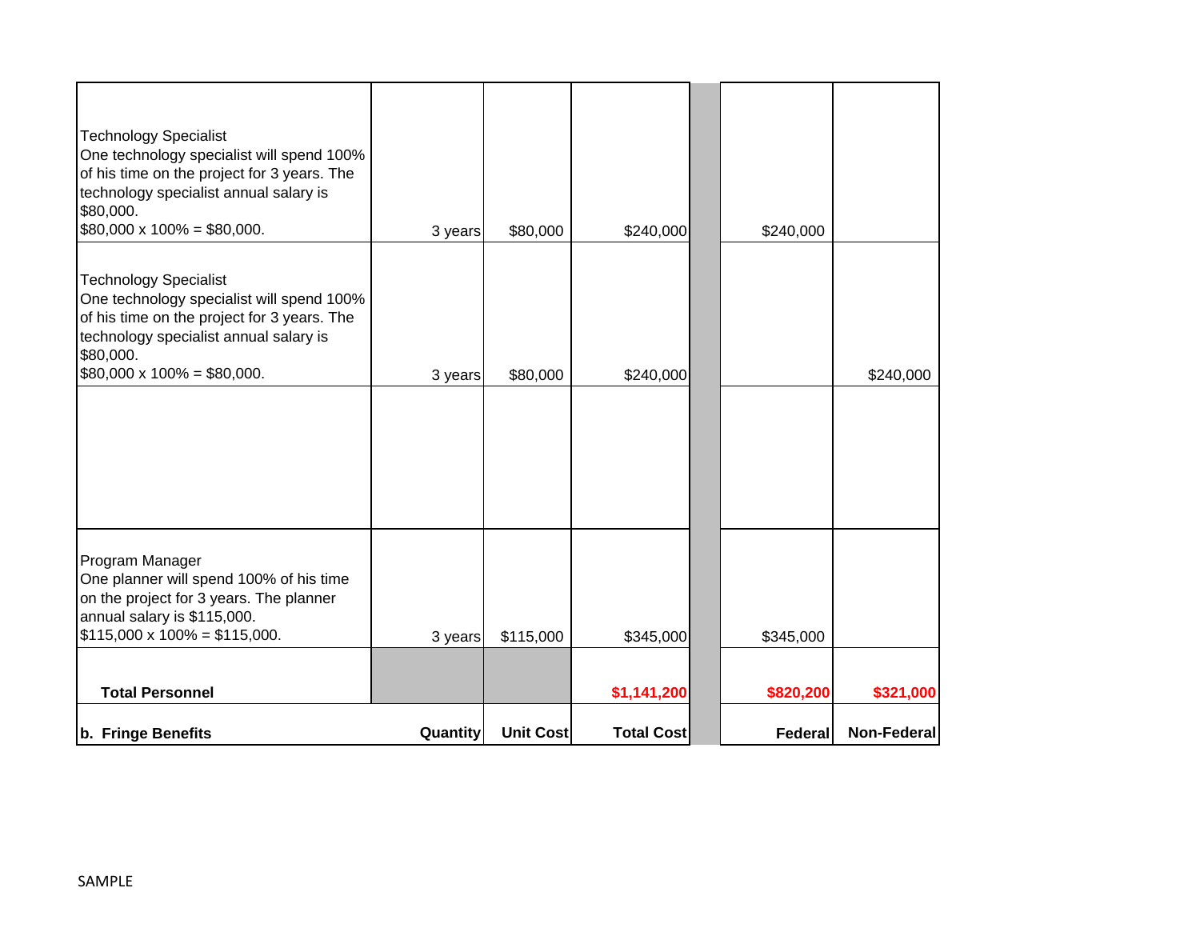| | | | | | |
|---|---|---|---|---|---|
| Technology Specialist<br>One technology specialist will spend 100% of his time on the project for 3 years. The technology specialist annual salary is $80,000.<br>$80,000 x 100% = $80,000. | 3 years | $80,000 | $240,000 | $240,000 | |
| Technology Specialist<br>One technology specialist will spend 100% of his time on the project for 3 years. The technology specialist annual salary is $80,000.<br>$80,000 x 100% = $80,000. | 3 years | $80,000 | $240,000 | | $240,000 |
| | | | | | |
| Program Manager<br>One planner will spend 100% of his time on the project for 3 years. The planner annual salary is $115,000.<br>$115,000 x 100% = $115,000. | 3 years | $115,000 | $345,000 | $345,000 | |
| **Total Personnel** | | | **$1,141,200** | **$820,200** | **$321,000** |
| **b. Fringe Benefits** | **Quantity** | **Unit Cost** | **Total Cost** | **Federal** | **Non-Federal** |

SAMPLE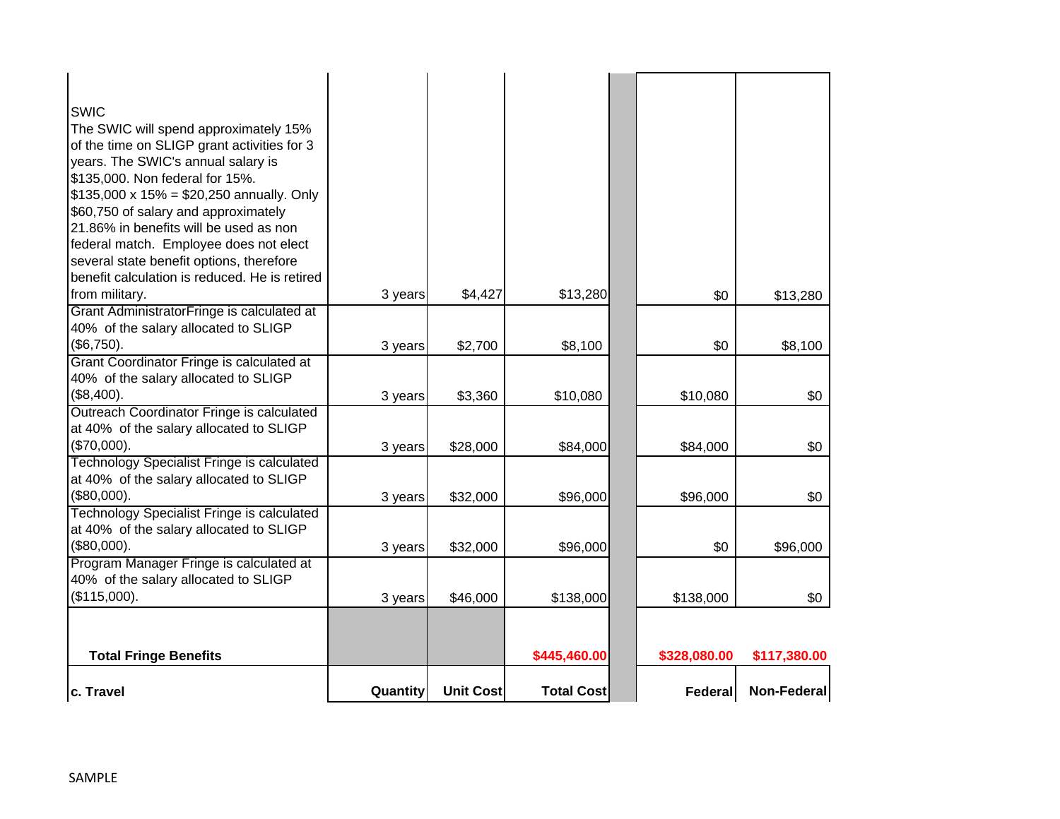| Description | Quantity | Unit Cost | Total Cost | | Federal | Non-Federal |
|---|---|---|---|---|---|---|
| SWIC The SWIC will spend approximately 15% of the time on SLIGP grant activities for 3 years. The SWIC's annual salary is $135,000. Non federal for 15%. $135,000 x 15% = $20,250 annually. Only $60,750 of salary and approximately 21.86% in benefits will be used as non federal match. Employee does not elect several state benefit options, therefore benefit calculation is reduced. He is retired from military. | 3 years | $4,427 | $13,280 | | $0 | $13,280 |
| Grant AdministratorFringe is calculated at 40% of the salary allocated to SLIGP ($6,750). | 3 years | $2,700 | $8,100 | | $0 | $8,100 |
| Grant Coordinator Fringe is calculated at 40% of the salary allocated to SLIGP ($8,400). | 3 years | $3,360 | $10,080 | | $10,080 | $0 |
| Outreach Coordinator Fringe is calculated at 40% of the salary allocated to SLIGP ($70,000). | 3 years | $28,000 | $84,000 | | $84,000 | $0 |
| Technology Specialist Fringe is calculated at 40% of the salary allocated to SLIGP ($80,000). | 3 years | $32,000 | $96,000 | | $96,000 | $0 |
| Technology Specialist Fringe is calculated at 40% of the salary allocated to SLIGP ($80,000). | 3 years | $32,000 | $96,000 | | $0 | $96,000 |
| Program Manager Fringe is calculated at 40% of the salary allocated to SLIGP ($115,000). | 3 years | $46,000 | $138,000 | | $138,000 | $0 |
| **Total Fringe Benefits** | | | $445,460.00 | | $328,080.00 | $117,380.00 |
| **c. Travel** | **Quantity** | **Unit Cost** | **Total Cost** | | **Federal** | **Non-Federal** |

SAMPLE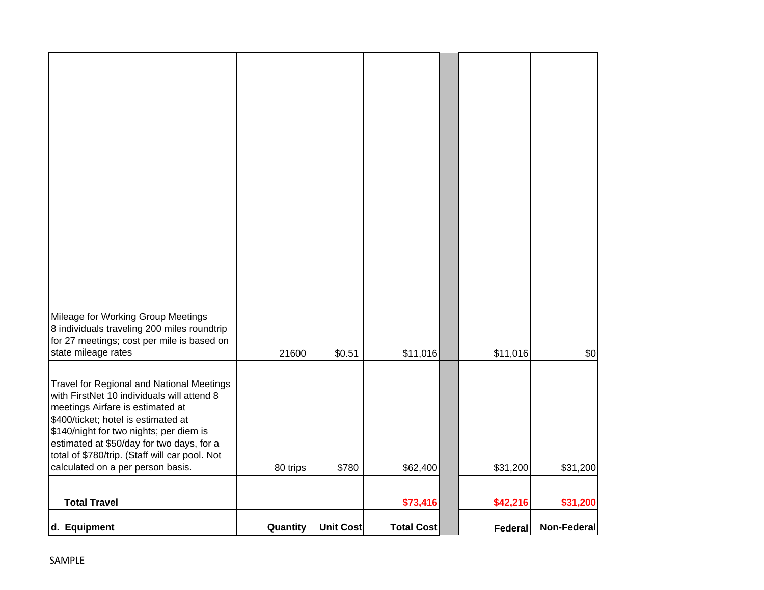| | | | | | | |
|---|---|---|---|---|---|---|
| Mileage for Working Group Meetings 8 individuals traveling 200 miles roundtrip for 27 meetings; cost per mile is based on state mileage rates | 21600 | $0.51 | $11,016 | | $11,016 | $0 |
| Travel for Regional and National Meetings with FirstNet 10 individuals will attend 8 meetings Airfare is estimated at $400/ticket; hotel is estimated at $140/night for two nights; per diem is estimated at $50/day for two days, for a total of $780/trip. (Staff will car pool. Not calculated on a per person basis. | 80 trips | $780 | $62,400 | | $31,200 | $31,200 |
| **Total Travel** | | | **$73,416** | | **$42,216** | **$31,200** |
| **d. Equipment** | **Quantity** | **Unit Cost** | **Total Cost** | | **Federal** | **Non-Federal** |

SAMPLE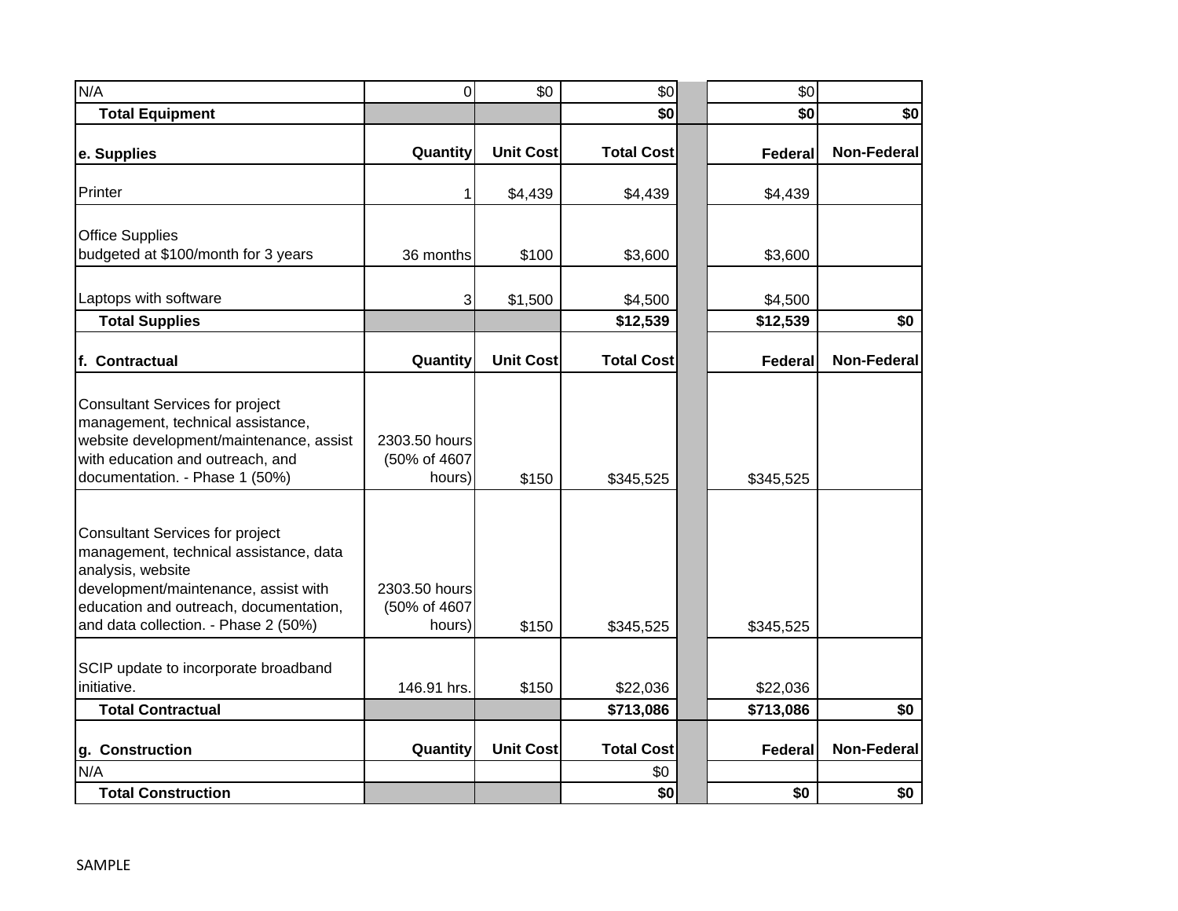| | | | | | | |
|---|---|---|---|---|---|---|
| N/A | 0 | $0 | $0 | | $0 | |
| **Total Equipment** | | | **$0** | | **$0** | **$0** |
| **e. Supplies** | **Quantity** | **Unit Cost** | **Total Cost** | | **Federal** | **Non-Federal** |
| Printer | 1 | $4,439 | $4,439 | | $4,439 | |
| Office Supplies budgeted at $100/month for 3 years | 36 months | $100 | $3,600 | | $3,600 | |
| Laptops with software | 3 | $1,500 | $4,500 | | $4,500 | |
| **Total Supplies** | | | **$12,539** | | **$12,539** | **$0** |
| **f. Contractual** | **Quantity** | **Unit Cost** | **Total Cost** | | **Federal** | **Non-Federal** |
| Consultant Services for project management, technical assistance, website development/maintenance, assist with education and outreach, and documentation. - Phase 1 (50%) | 2303.50 hours (50% of 4607 hours) | $150 | $345,525 | | $345,525 | |
| Consultant Services for project management, technical assistance, data analysis, website development/maintenance, assist with education and outreach, documentation, and data collection. - Phase 2 (50%) | 2303.50 hours (50% of 4607 hours) | $150 | $345,525 | | $345,525 | |
| SCIP update to incorporate broadband initiative. | 146.91 hrs. | $150 | $22,036 | | $22,036 | |
| **Total Contractual** | | | **$713,086** | | **$713,086** | **$0** |
| **g. Construction** | **Quantity** | **Unit Cost** | **Total Cost** | | **Federal** | **Non-Federal** |
| N/A | | | $0 | | | |
| **Total Construction** | | | **$0** | | **$0** | **$0** |

SAMPLE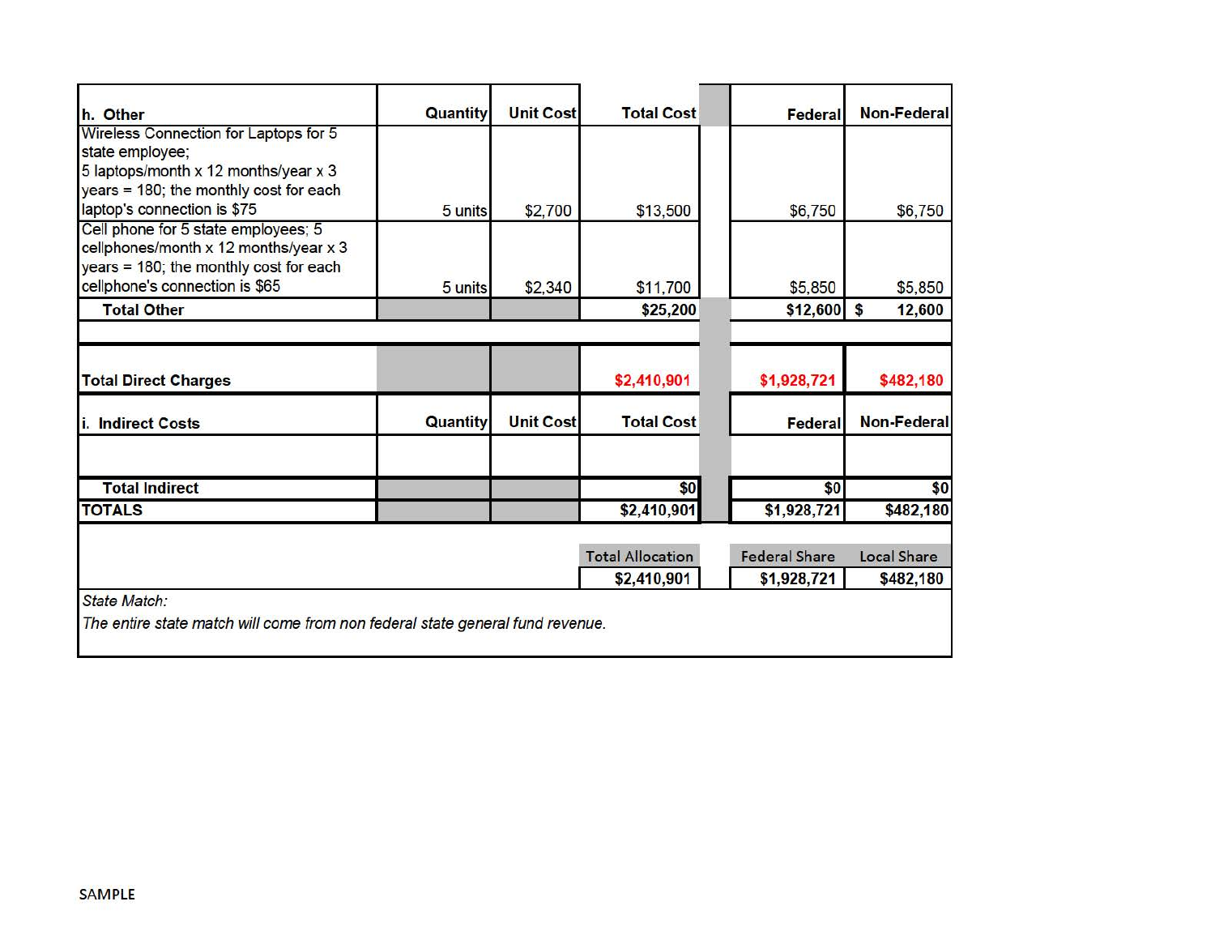| h. Other | Quantity | Unit Cost | Total Cost | | Federal | Non-Federal |
|---|---|---|---|---|---|---|
| Wireless Connection for Laptops for 5 state employee; 5 laptops/month x 12 months/year x 3 years = 180; the monthly cost for each laptop's connection is $75 | 5 units | $2,700 | $13,500 | | $6,750 | $6,750 |
| Cell phone for 5 state employees; 5 cellphones/month x 12 months/year x 3 years = 180; the monthly cost for each cellphone's connection is $65 | 5 units | $2,340 | $11,700 | | $5,850 | $5,850 |
| **Total Other** | | | $25,200 | | $12,600 | $ 12,600 |
| | | | | | | |
| **Total Direct Charges** | | | $2,410,901 | | $1,928,721 | $482,180 |
| **i. Indirect Costs** | **Quantity** | **Unit Cost** | **Total Cost** | | **Federal** | **Non-Federal** |
| | | | | | | |
| **Total Indirect** | | | $0 | | $0 | $0 |
| **TOTALS** | | | $2,410,901 | | $1,928,721 | $482,180 |
| | | | Total Allocation | | Federal Share | Local Share |
| | | | $2,410,901 | | $1,928,721 | $482,180 |

*State Match:*

*The entire state match will come from non federal state general fund revenue.*

SAMPLE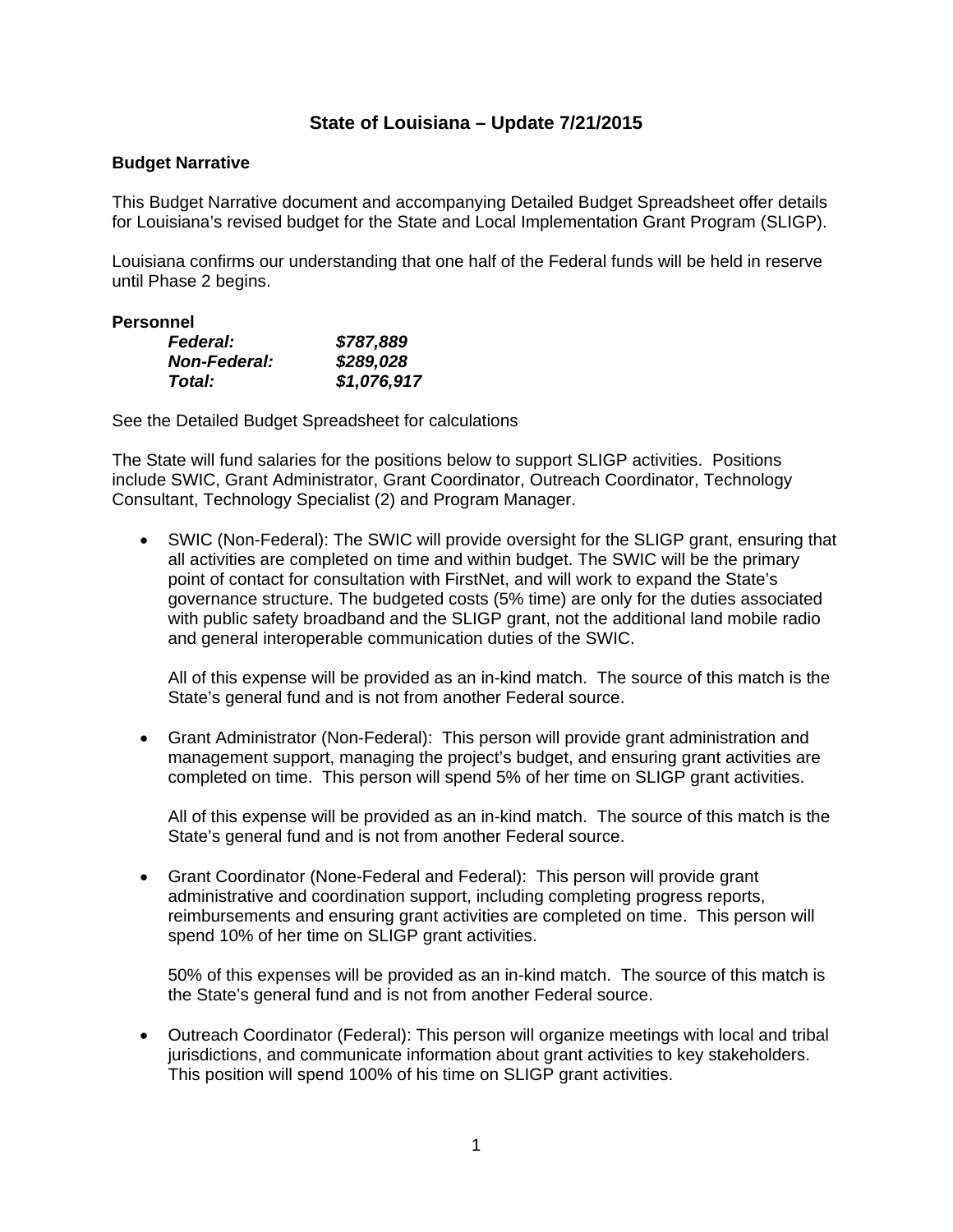# State of Louisiana – Update 7/21/2015

## Budget Narrative

This Budget Narrative document and accompanying Detailed Budget Spreadsheet offer details for Louisiana's revised budget for the State and Local Implementation Grant Program (SLIGP).

Louisiana confirms our understanding that one half of the Federal funds will be held in reserve until Phase 2 begins.

### Personnel

| | |
|---|---|
| ***Federal:*** | ***$787,889*** |
| ***Non-Federal:*** | ***$289,028*** |
| ***Total:*** | ***$1,076,917*** |

See the Detailed Budget Spreadsheet for calculations

The State will fund salaries for the positions below to support SLIGP activities. Positions include SWIC, Grant Administrator, Grant Coordinator, Outreach Coordinator, Technology Consultant, Technology Specialist (2) and Program Manager.

- SWIC (Non-Federal): The SWIC will provide oversight for the SLIGP grant, ensuring that all activities are completed on time and within budget. The SWIC will be the primary point of contact for consultation with FirstNet, and will work to expand the State's governance structure. The budgeted costs (5% time) are only for the duties associated with public safety broadband and the SLIGP grant, not the additional land mobile radio and general interoperable communication duties of the SWIC.

  All of this expense will be provided as an in-kind match. The source of this match is the State's general fund and is not from another Federal source.

- Grant Administrator (Non-Federal): This person will provide grant administration and management support, managing the project's budget, and ensuring grant activities are completed on time. This person will spend 5% of her time on SLIGP grant activities.

  All of this expense will be provided as an in-kind match. The source of this match is the State's general fund and is not from another Federal source.

- Grant Coordinator (None-Federal and Federal): This person will provide grant administrative and coordination support, including completing progress reports, reimbursements and ensuring grant activities are completed on time. This person will spend 10% of her time on SLIGP grant activities.

  50% of this expenses will be provided as an in-kind match. The source of this match is the State's general fund and is not from another Federal source.

- Outreach Coordinator (Federal): This person will organize meetings with local and tribal jurisdictions, and communicate information about grant activities to key stakeholders. This position will spend 100% of his time on SLIGP grant activities.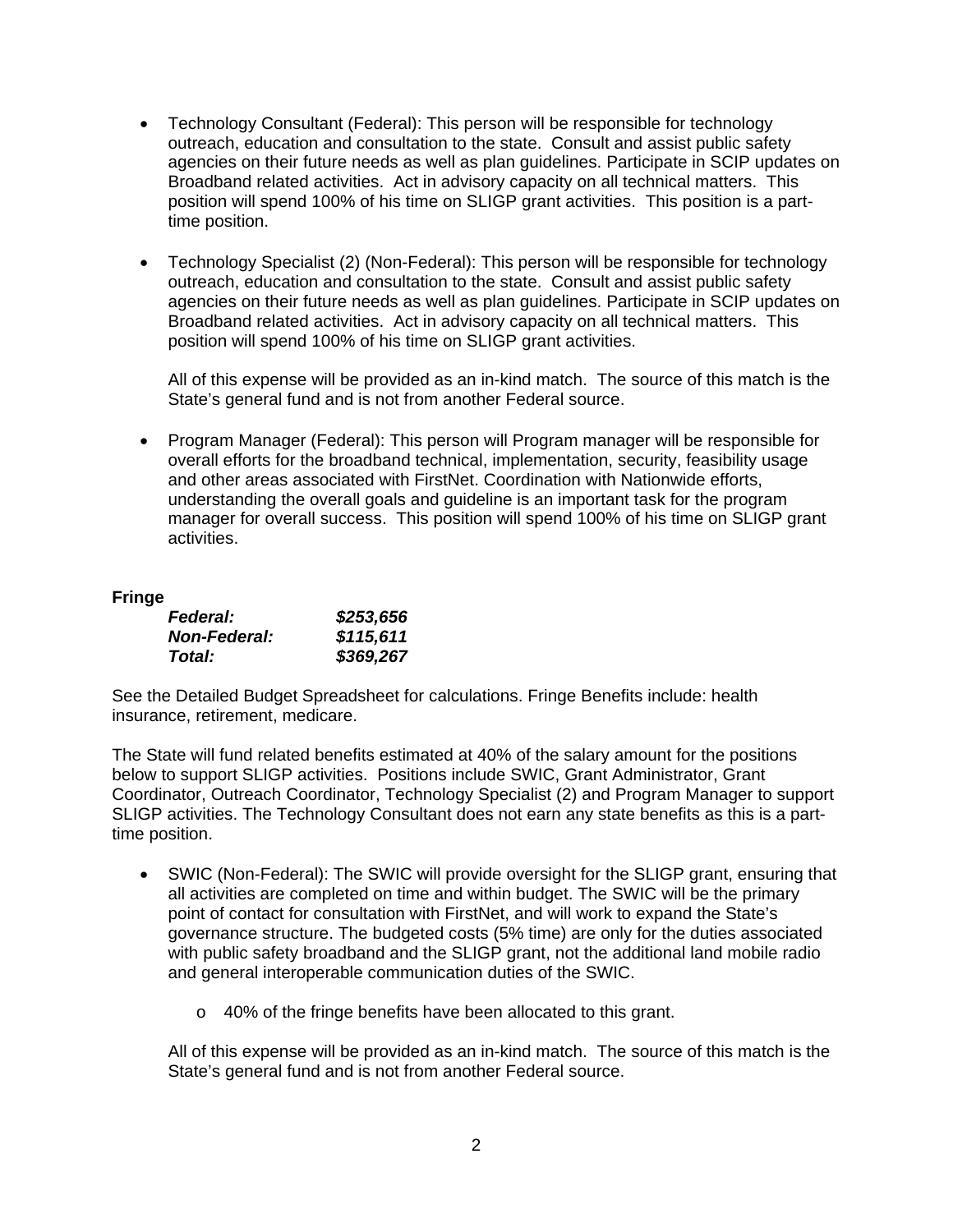- Technology Consultant (Federal): This person will be responsible for technology outreach, education and consultation to the state. Consult and assist public safety agencies on their future needs as well as plan guidelines. Participate in SCIP updates on Broadband related activities. Act in advisory capacity on all technical matters. This position will spend 100% of his time on SLIGP grant activities. This position is a part-time position.

- Technology Specialist (2) (Non-Federal): This person will be responsible for technology outreach, education and consultation to the state. Consult and assist public safety agencies on their future needs as well as plan guidelines. Participate in SCIP updates on Broadband related activities. Act in advisory capacity on all technical matters. This position will spend 100% of his time on SLIGP grant activities.

  All of this expense will be provided as an in-kind match. The source of this match is the State's general fund and is not from another Federal source.

- Program Manager (Federal): This person will Program manager will be responsible for overall efforts for the broadband technical, implementation, security, feasibility usage and other areas associated with FirstNet. Coordination with Nationwide efforts, understanding the overall goals and guideline is an important task for the program manager for overall success. This position will spend 100% of his time on SLIGP grant activities.

**Fringe**

| | |
|---|---|
| ***Federal:*** | ***$253,656*** |
| ***Non-Federal:*** | ***$115,611*** |
| ***Total:*** | ***$369,267*** |

See the Detailed Budget Spreadsheet for calculations. Fringe Benefits include: health insurance, retirement, medicare.

The State will fund related benefits estimated at 40% of the salary amount for the positions below to support SLIGP activities. Positions include SWIC, Grant Administrator, Grant Coordinator, Outreach Coordinator, Technology Specialist (2) and Program Manager to support SLIGP activities. The Technology Consultant does not earn any state benefits as this is a part-time position.

- SWIC (Non-Federal): The SWIC will provide oversight for the SLIGP grant, ensuring that all activities are completed on time and within budget. The SWIC will be the primary point of contact for consultation with FirstNet, and will work to expand the State's governance structure. The budgeted costs (5% time) are only for the duties associated with public safety broadband and the SLIGP grant, not the additional land mobile radio and general interoperable communication duties of the SWIC.

  - 40% of the fringe benefits have been allocated to this grant.

  All of this expense will be provided as an in-kind match. The source of this match is the State's general fund and is not from another Federal source.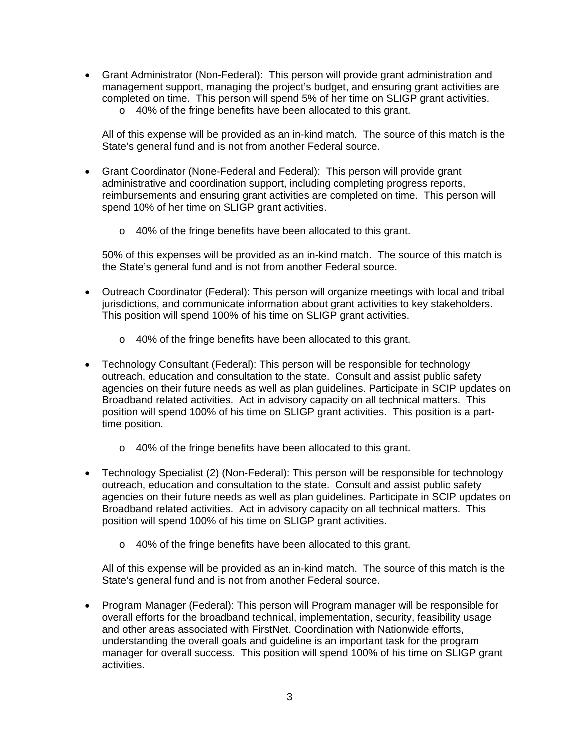- Grant Administrator (Non-Federal): This person will provide grant administration and management support, managing the project's budget, and ensuring grant activities are completed on time. This person will spend 5% of her time on SLIGP grant activities.
  - o 40% of the fringe benefits have been allocated to this grant.

  All of this expense will be provided as an in-kind match. The source of this match is the State's general fund and is not from another Federal source.

- Grant Coordinator (None-Federal and Federal): This person will provide grant administrative and coordination support, including completing progress reports, reimbursements and ensuring grant activities are completed on time. This person will spend 10% of her time on SLIGP grant activities.
  - o 40% of the fringe benefits have been allocated to this grant.

  50% of this expenses will be provided as an in-kind match. The source of this match is the State's general fund and is not from another Federal source.

- Outreach Coordinator (Federal): This person will organize meetings with local and tribal jurisdictions, and communicate information about grant activities to key stakeholders. This position will spend 100% of his time on SLIGP grant activities.
  - o 40% of the fringe benefits have been allocated to this grant.

- Technology Consultant (Federal): This person will be responsible for technology outreach, education and consultation to the state. Consult and assist public safety agencies on their future needs as well as plan guidelines. Participate in SCIP updates on Broadband related activities. Act in advisory capacity on all technical matters. This position will spend 100% of his time on SLIGP grant activities. This position is a part-time position.
  - o 40% of the fringe benefits have been allocated to this grant.

- Technology Specialist (2) (Non-Federal): This person will be responsible for technology outreach, education and consultation to the state. Consult and assist public safety agencies on their future needs as well as plan guidelines. Participate in SCIP updates on Broadband related activities. Act in advisory capacity on all technical matters. This position will spend 100% of his time on SLIGP grant activities.
  - o 40% of the fringe benefits have been allocated to this grant.

  All of this expense will be provided as an in-kind match. The source of this match is the State's general fund and is not from another Federal source.

- Program Manager (Federal): This person will Program manager will be responsible for overall efforts for the broadband technical, implementation, security, feasibility usage and other areas associated with FirstNet. Coordination with Nationwide efforts, understanding the overall goals and guideline is an important task for the program manager for overall success. This position will spend 100% of his time on SLIGP grant activities.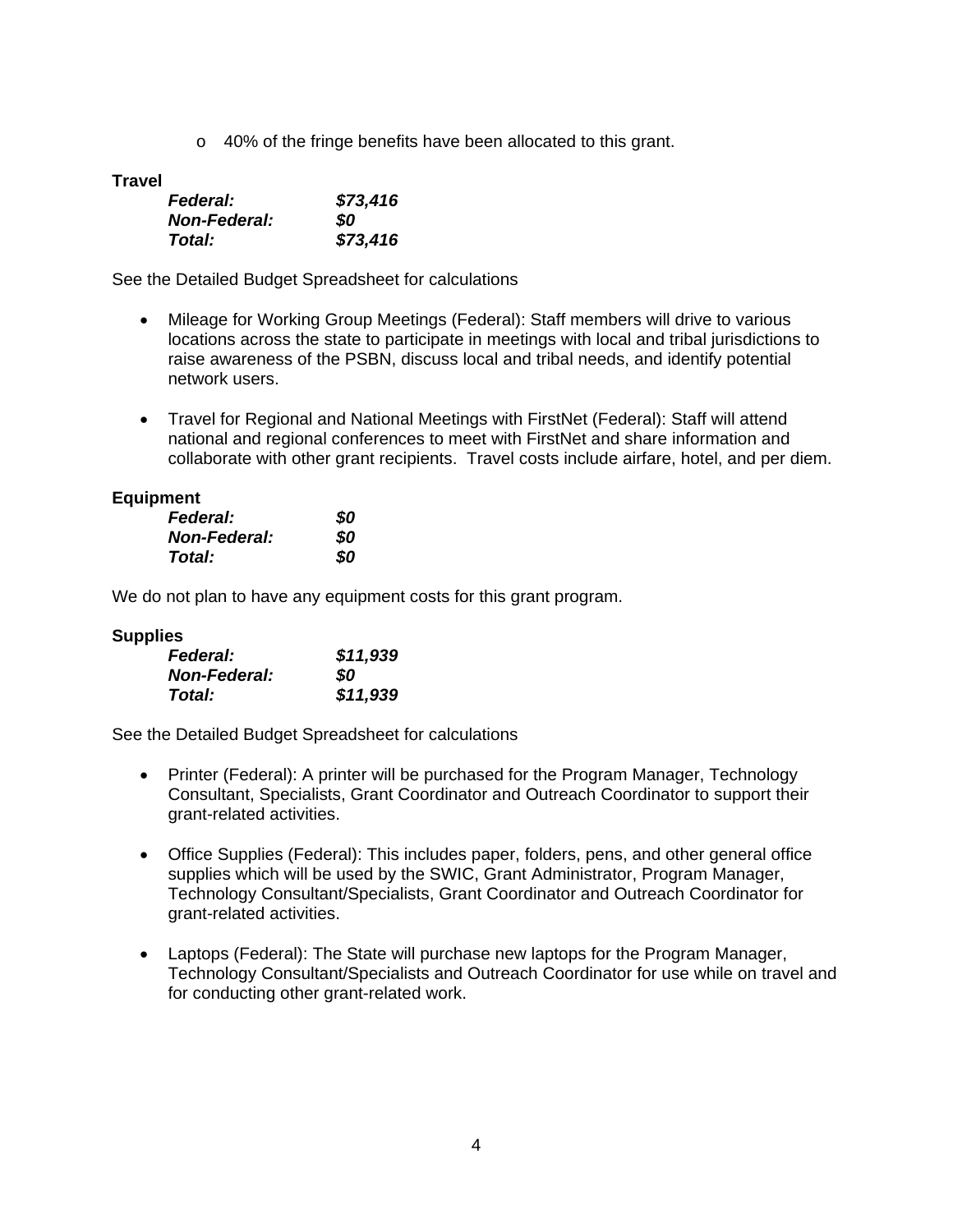- 40% of the fringe benefits have been allocated to this grant.

**Travel**

***Federal:*** ***$73,416***
***Non-Federal:*** ***$0***
***Total:*** ***$73,416***

See the Detailed Budget Spreadsheet for calculations

- Mileage for Working Group Meetings (Federal): Staff members will drive to various locations across the state to participate in meetings with local and tribal jurisdictions to raise awareness of the PSBN, discuss local and tribal needs, and identify potential network users.

- Travel for Regional and National Meetings with FirstNet (Federal): Staff will attend national and regional conferences to meet with FirstNet and share information and collaborate with other grant recipients. Travel costs include airfare, hotel, and per diem.

**Equipment**

***Federal:*** ***$0***
***Non-Federal:*** ***$0***
***Total:*** ***$0***

We do not plan to have any equipment costs for this grant program.

**Supplies**

***Federal:*** ***$11,939***
***Non-Federal:*** ***$0***
***Total:*** ***$11,939***

See the Detailed Budget Spreadsheet for calculations

- Printer (Federal): A printer will be purchased for the Program Manager, Technology Consultant, Specialists, Grant Coordinator and Outreach Coordinator to support their grant-related activities.

- Office Supplies (Federal): This includes paper, folders, pens, and other general office supplies which will be used by the SWIC, Grant Administrator, Program Manager, Technology Consultant/Specialists, Grant Coordinator and Outreach Coordinator for grant-related activities.

- Laptops (Federal): The State will purchase new laptops for the Program Manager, Technology Consultant/Specialists and Outreach Coordinator for use while on travel and for conducting other grant-related work.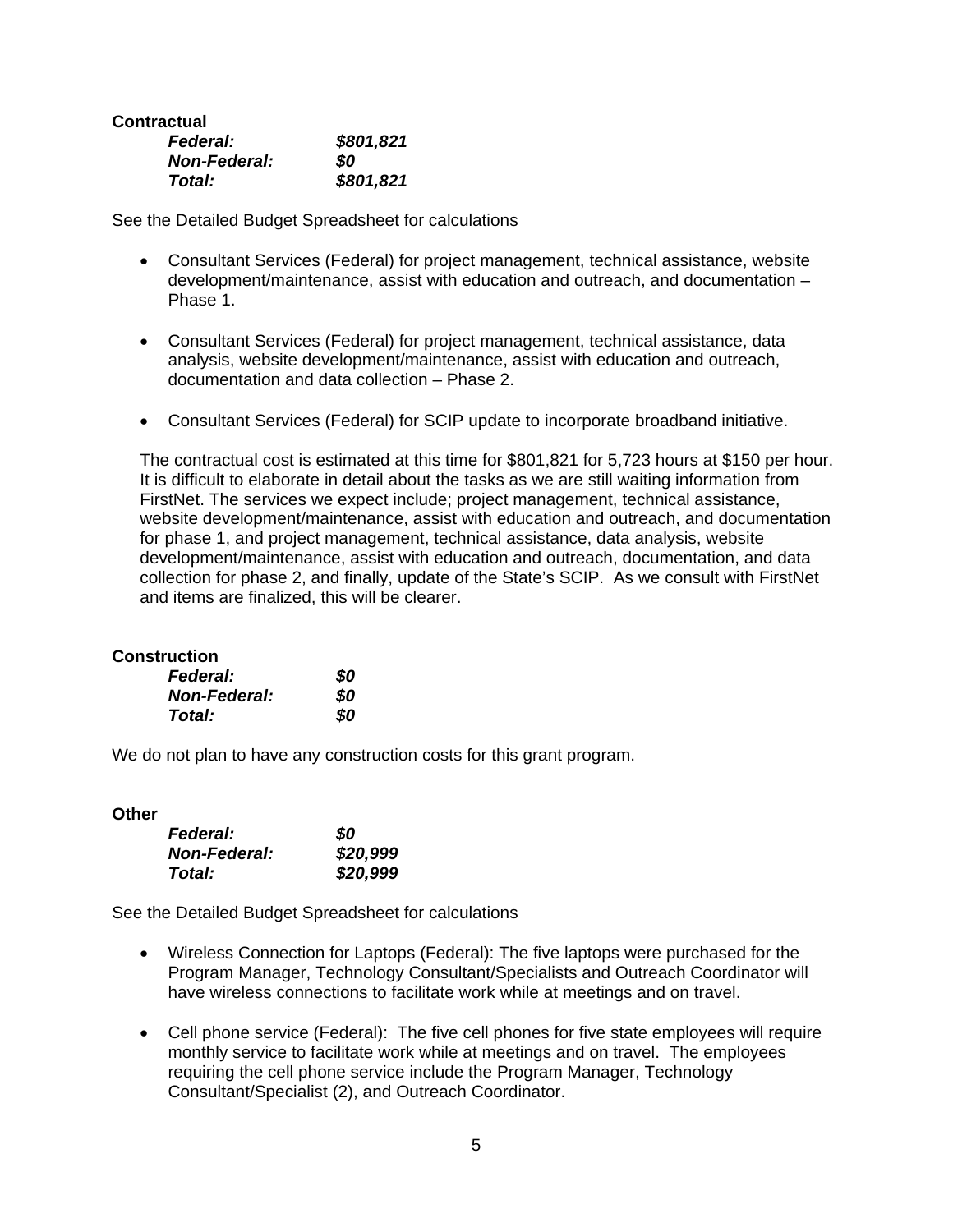**Contractual**

| | |
|---|---|
| ***Federal:*** | ***$801,821*** |
| ***Non-Federal:*** | ***$0*** |
| ***Total:*** | ***$801,821*** |

See the Detailed Budget Spreadsheet for calculations

- Consultant Services (Federal) for project management, technical assistance, website development/maintenance, assist with education and outreach, and documentation – Phase 1.

- Consultant Services (Federal) for project management, technical assistance, data analysis, website development/maintenance, assist with education and outreach, documentation and data collection – Phase 2.

- Consultant Services (Federal) for SCIP update to incorporate broadband initiative.

The contractual cost is estimated at this time for $801,821 for 5,723 hours at $150 per hour. It is difficult to elaborate in detail about the tasks as we are still waiting information from FirstNet. The services we expect include; project management, technical assistance, website development/maintenance, assist with education and outreach, and documentation for phase 1, and project management, technical assistance, data analysis, website development/maintenance, assist with education and outreach, documentation, and data collection for phase 2, and finally, update of the State's SCIP. As we consult with FirstNet and items are finalized, this will be clearer.

**Construction**

| | |
|---|---|
| ***Federal:*** | ***$0*** |
| ***Non-Federal:*** | ***$0*** |
| ***Total:*** | ***$0*** |

We do not plan to have any construction costs for this grant program.

**Other**

| | |
|---|---|
| ***Federal:*** | ***$0*** |
| ***Non-Federal:*** | ***$20,999*** |
| ***Total:*** | ***$20,999*** |

See the Detailed Budget Spreadsheet for calculations

- Wireless Connection for Laptops (Federal): The five laptops were purchased for the Program Manager, Technology Consultant/Specialists and Outreach Coordinator will have wireless connections to facilitate work while at meetings and on travel.

- Cell phone service (Federal): The five cell phones for five state employees will require monthly service to facilitate work while at meetings and on travel. The employees requiring the cell phone service include the Program Manager, Technology Consultant/Specialist (2), and Outreach Coordinator.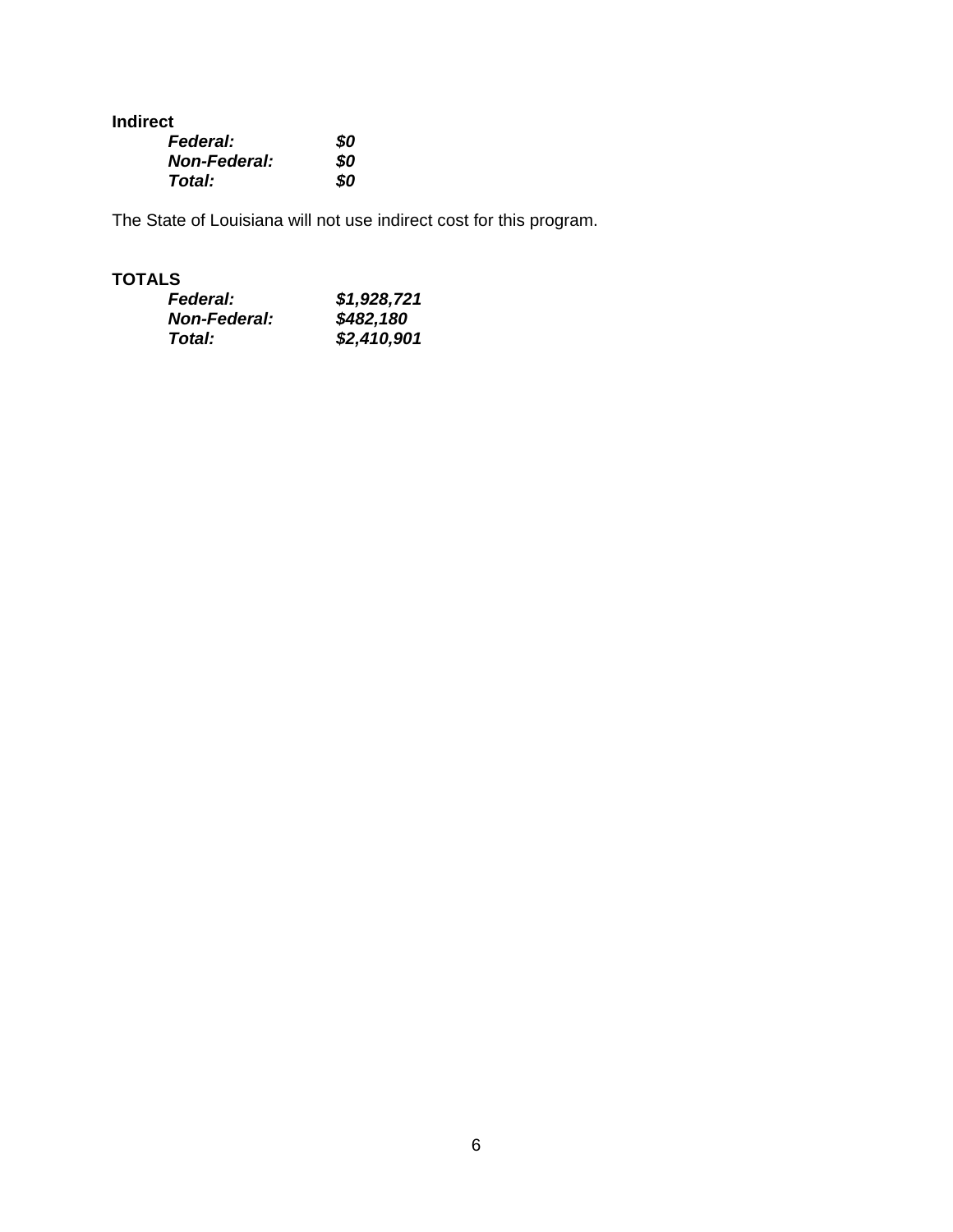**Indirect**

***Federal:*** ***$0***
***Non-Federal:*** ***$0***
***Total:*** ***$0***

The State of Louisiana will not use indirect cost for this program.

**TOTALS**

***Federal:*** ***$1,928,721***
***Non-Federal:*** ***$482,180***
***Total:*** ***$2,410,901***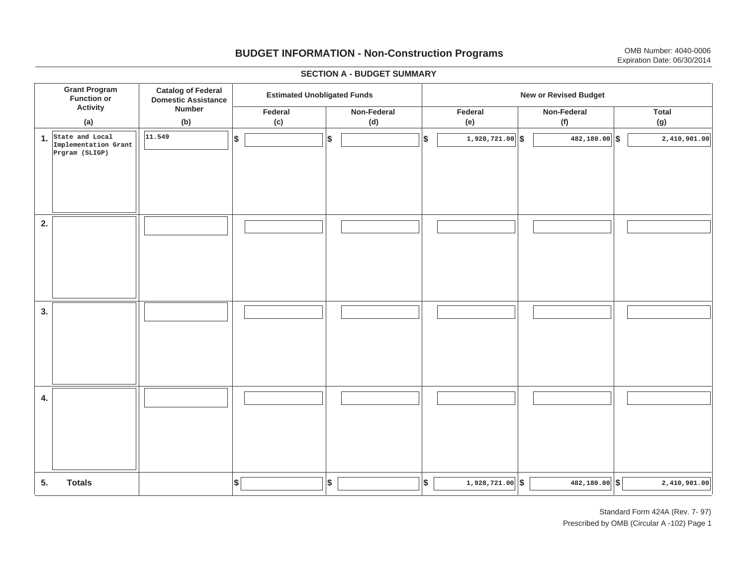# BUDGET INFORMATION - Non-Construction Programs

OMB Number: 4040-0006
Expiration Date: 06/30/2014

## SECTION A - BUDGET SUMMARY

| Grant Program Function or Activity (a) | Catalog of Federal Domestic Assistance Number (b) | Estimated Unobligated Funds | | New or Revised Budget | | |
|---|---|---|---|---|---|---|
| | | Federal (c) | Non-Federal (d) | Federal (e) | Non-Federal (f) | Total (g) |
| 1. State and Local Implementation Grant Prgram (SLIGP) | 11.549 | $ | $ | $ 1,928,721.00 | $ 482,180.00 | $ 2,410,901.00 |
| 2. | | | | | | |
| 3. | | | | | | |
| 4. | | | | | | |
| 5. Totals | | $ | $ | $ 1,928,721.00 | $ 482,180.00 | $ 2,410,901.00 |

Standard Form 424A (Rev. 7- 97)
Prescribed by OMB (Circular A -102) Page 1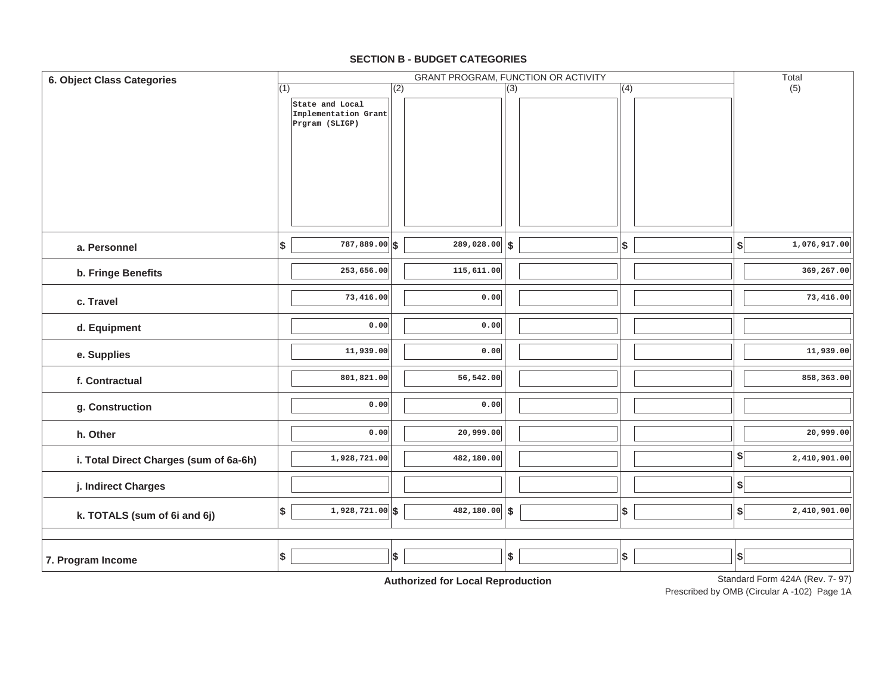## SECTION B - BUDGET CATEGORIES

| 6. Object Class Categories | GRANT PROGRAM, FUNCTION OR ACTIVITY | | | | Total |
|---|---|---|---|---|---|
| | (1) State and Local Implementation Grant Prgram (SLIGP) | (2) | (3) | (4) | (5) |
| a. Personnel | $ 787,889.00 | $ 289,028.00 | $ | $ | $ 1,076,917.00 |
| b. Fringe Benefits | 253,656.00 | 115,611.00 | | | 369,267.00 |
| c. Travel | 73,416.00 | 0.00 | | | 73,416.00 |
| d. Equipment | 0.00 | 0.00 | | | |
| e. Supplies | 11,939.00 | 0.00 | | | 11,939.00 |
| f. Contractual | 801,821.00 | 56,542.00 | | | 858,363.00 |
| g. Construction | 0.00 | 0.00 | | | |
| h. Other | 0.00 | 20,999.00 | | | 20,999.00 |
| i. Total Direct Charges (sum of 6a-6h) | 1,928,721.00 | 482,180.00 | | | $ 2,410,901.00 |
| j. Indirect Charges | | | | | $ |
| k. TOTALS (sum of 6i and 6j) | $ 1,928,721.00 | $ 482,180.00 | $ | $ | $ 2,410,901.00 |
| 7. Program Income | $ | $ | $ | $ | $ |

**Authorized for Local Reproduction**

Standard Form 424A (Rev. 7- 97)
Prescribed by OMB (Circular A -102) Page 1A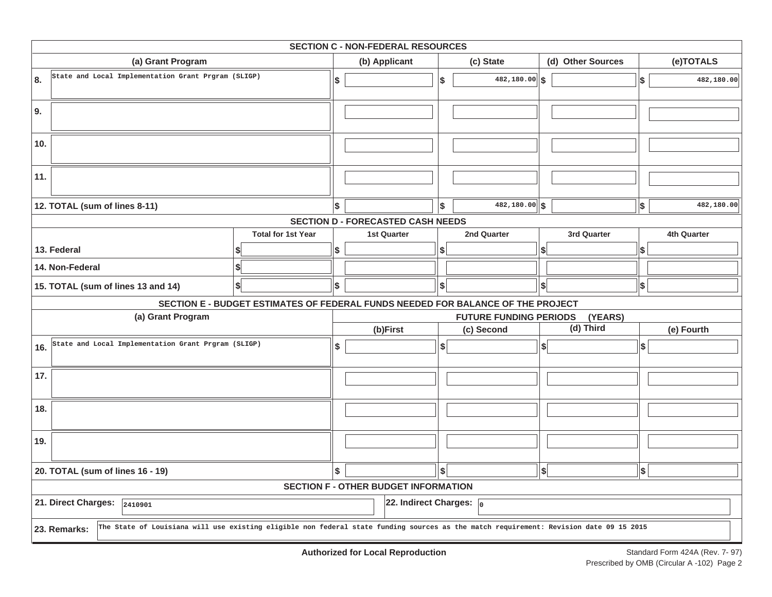## SECTION C - NON-FEDERAL RESOURCES

| (a) Grant Program | (b) Applicant | (c) State | (d) Other Sources | (e)TOTALS |
|---|---|---|---|---|
| 8. State and Local Implementation Grant Prgram (SLIGP) | $ | $ 482,180.00 | $ | $ 482,180.00 |
| 9. | | | | |
| 10. | | | | |
| 11. | | | | |
| 12. TOTAL (sum of lines 8-11) | $ | $ 482,180.00 | $ | $ 482,180.00 |

## SECTION D - FORECASTED CASH NEEDS

| | Total for 1st Year | 1st Quarter | 2nd Quarter | 3rd Quarter | 4th Quarter |
|---|---|---|---|---|---|
| 13. Federal | $ | $ | $ | $ | $ |
| 14. Non-Federal | $ | | | | |
| 15. TOTAL (sum of lines 13 and 14) | $ | $ | $ | $ | $ |

## SECTION E - BUDGET ESTIMATES OF FEDERAL FUNDS NEEDED FOR BALANCE OF THE PROJECT

| (a) Grant Program | FUTURE FUNDING PERIODS (YEARS) | | | |
|---|---|---|---|---|
| | (b)First | (c) Second | (d) Third | (e) Fourth |
| 16. State and Local Implementation Grant Prgram (SLIGP) | $ | $ | $ | $ |
| 17. | | | | |
| 18. | | | | |
| 19. | | | | |
| 20. TOTAL (sum of lines 16 - 19) | $ | $ | $ | $ |

## SECTION F - OTHER BUDGET INFORMATION

**21. Direct Charges:** 2410901

**22. Indirect Charges:** 0

**23. Remarks:** The State of Louisiana will use existing eligible non federal state funding sources as the match requirement: Revision date 09 15 2015

**Authorized for Local Reproduction**

Standard Form 424A (Rev. 7- 97)
Prescribed by OMB (Circular A -102) Page 2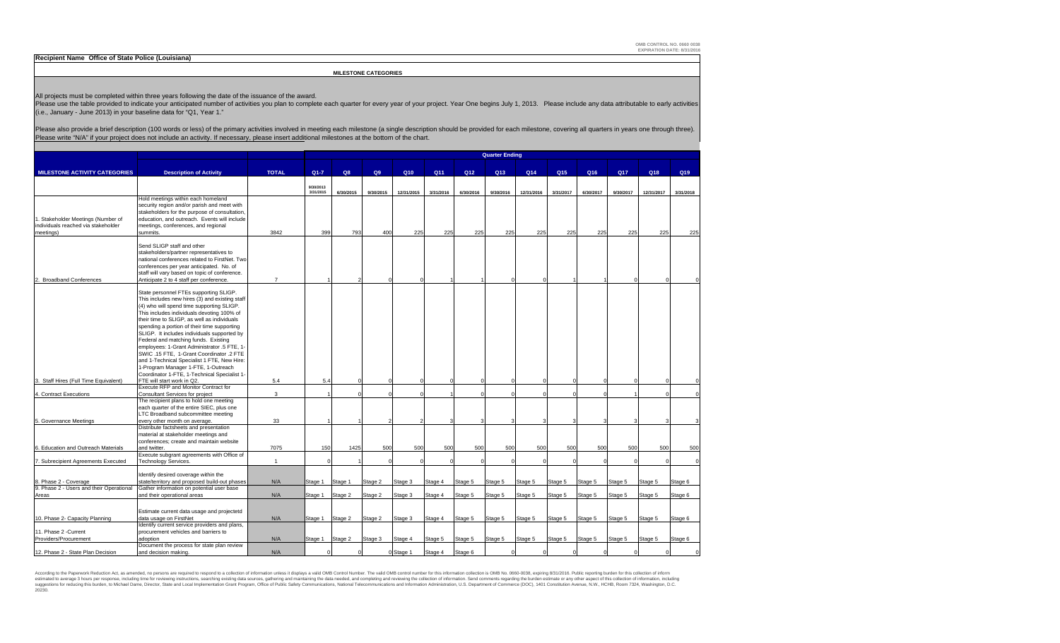OMB CONTROL NO. 0660-0038
EXPIRATION DATE: 8/31/2016

**Recipient Name Office of State Police (Louisiana)**

**MILESTONE CATEGORIES**

All projects must be completed within three years following the date of the issuance of the award.
Please use the table provided to indicate your anticipated number of activities you plan to complete each quarter for every year of your project. Year One begins July 1, 2013. Please include any data attributable to early activities (i.e., January - June 2013) in your baseline data for "Q1, Year 1."

Please also provide a brief description (100 words or less) of the primary activities involved in meeting each milestone (a single description should be provided for each milestone, covering all quarters in years one through three). Please write "N/A" if your project does not include an activity. If necessary, please insert additional milestones at the bottom of the chart.

| | | | Quarter Ending | | | | | | | | | | | | |
|---|---|---|---|---|---|---|---|---|---|---|---|---|---|---|---|
| **MILESTONE ACTIVITY CATEGORIES** | **Description of Activity** | **TOTAL** | **Q1-7** | **Q8** | **Q9** | **Q10** | **Q11** | **Q12** | **Q13** | **Q14** | **Q15** | **Q16** | **Q17** | **Q18** | **Q19** |
| | | | 9/30/2013 3/31/2015 | 6/30/2015 | 9/30/2015 | 12/31/2015 | 3/31/2016 | 6/30/2016 | 9/30/2016 | 12/31/2016 | 3/31/2017 | 6/30/2017 | 9/30/2017 | 12/31/2017 | 3/31/2018 |
| 1. Stakeholder Meetings (Number of individuals reached via stakeholder meetings) | Hold meetings within each homeland security region and/or parish and meet with stakeholders for the purpose of consultation, education, and outreach. Events will include meetings, conferences, and regional summits. | 3842 | 399 | 793 | 400 | 225 | 225 | 225 | 225 | 225 | 225 | 225 | 225 | 225 | 225 |
| 2. Broadband Conferences | Send SLIGP staff and other stakeholders/partner representatives to national conferences related to FirstNet. Two conferences per year anticipated. No. of staff will vary based on topic of conference. Anticipate 2 to 4 staff per conference. | 7 | 1 | 2 | 0 | 0 | 1 | 1 | 0 | 0 | 1 | 1 | 0 | 0 | 0 |
| 3. Staff Hires (Full Time Equivalent) | State personnel FTEs supporting SLIGP. This includes new hires (3) and existing staff (4) who will spend time supporting SLIGP. This includes individuals devoting 100% of their time to SLIGP, as well as individuals spending a portion of their time supporting SLIGP. It includes individuals supported by Federal and matching funds. Existing employees: 1-Grant Administrator .5 FTE, 1-SWIC .15 FTE, 1-Grant Coordinator .2 FTE and 1-Technical Specialist 1 FTE, New Hire: 1-Program Manager 1-FTE, 1-Outreach Coordinator 1-FTE, 1-Technical Specialist 1-FTE will start work in Q2. | 5.4 | 5.4 | 0 | 0 | 0 | 0 | 0 | 0 | 0 | 0 | 0 | 0 | 0 | 0 |
| 4. Contract Executions | Execute RFP and Monitor Contract for Consultant Services for project | 3 | 1 | 0 | 0 | 0 | 1 | 0 | 0 | 0 | 0 | 0 | 1 | 0 | 0 |
| 5. Governance Meetings | The recipient plans to hold one meeting each quarter of the entire SIEC, plus one LTC Broadband subcommittee meeting every other month on average. | 33 | 1 | 1 | 2 | 2 | 3 | 3 | 3 | 3 | 3 | 3 | 3 | 3 | 3 |
| 6. Education and Outreach Materials | Distribute factsheets and presentation material at stakeholder meetings and conferences; create and maintain website and twitter. | 7075 | 150 | 1425 | 500 | 500 | 500 | 500 | 500 | 500 | 500 | 500 | 500 | 500 | 500 |
| 7. Subrecipient Agreements Executed | Execute subgrant agreements with Office of Technology Services. | 1 | 0 | 1 | 0 | 0 | 0 | 0 | 0 | 0 | 0 | 0 | 0 | 0 | 0 |
| 8. Phase 2 - Coverage | Identify desired coverage within the state/territory and proposed build-out phases | N/A | Stage 1 | Stage 1 | Stage 2 | Stage 3 | Stage 4 | Stage 5 | Stage 5 | Stage 5 | Stage 5 | Stage 5 | Stage 5 | Stage 5 | Stage 6 |
| 9. Phase 2 - Users and their Operational Areas | Gather information on potential user base and their operational areas | N/A | Stage 1 | Stage 2 | Stage 2 | Stage 3 | Stage 4 | Stage 5 | Stage 5 | Stage 5 | Stage 5 | Stage 5 | Stage 5 | Stage 5 | Stage 6 |
| 10. Phase 2- Capacity Planning | Estimate current data usage and projectetd data usage on FirstNet | N/A | Stage 1 | Stage 2 | Stage 2 | Stage 3 | Stage 4 | Stage 5 | Stage 5 | Stage 5 | Stage 5 | Stage 5 | Stage 5 | Stage 5 | Stage 6 |
| 11. Phase 2 -Current Providers/Procurement | Identify current service providers and plans, procurement vehicles and barriers to adoption | N/A | Stage 1 | Stage 2 | Stage 3 | Stage 4 | Stage 5 | Stage 5 | Stage 5 | Stage 5 | Stage 5 | Stage 5 | Stage 5 | Stage 5 | Stage 6 |
| 12. Phase 2 - State Plan Decision | Document the process for state plan review and decision making. | N/A | 0 | 0 | 0 | Stage 1 | Stage 4 | Stage 6 | 0 | 0 | 0 | 0 | 0 | 0 | 0 |

According to the Paperwork Reduction Act, as amended, no persons are required to respond to a collection of information unless it displays a valid OMB Control Number. The valid OMB control number for this information collection is OMB No. 0660-0038, expiring 8/31/2016. Public reporting burden for this collection of information is estimated to average 3 hours per response, including time for reviewing instructions, searching existing data sources, gathering and maintaining the data needed, and completing and reviewing the collection of information. Send comments regarding the burden estimate or any other aspect of this collection of information, including suggestions for reducing this burden, to Michael Dame, Director, State and Local Implementation Grant Program, Office of Public Safety Communications, National Telecommunications and Information Administration, U.S. Department of Commerce (DOC), 1401 Constitution Avenue, N.W., HCHB, Room 7324, Washington, D.C. 20230.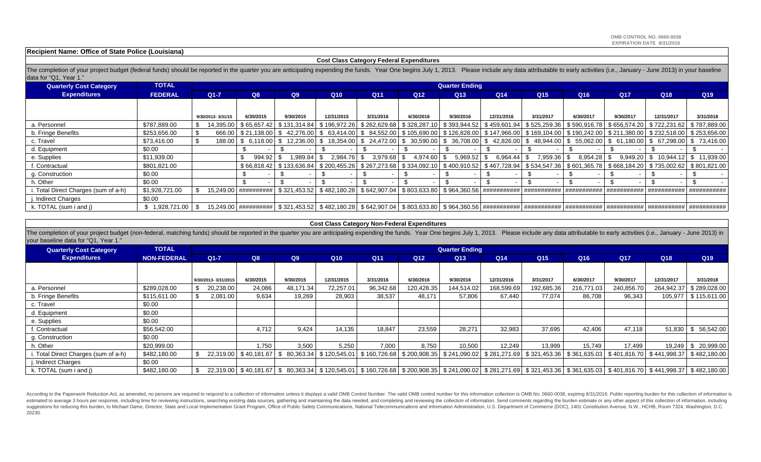OMB CONTROL NO. 0660-0038
EXPIRATION DATE 8/31/2016

**Recipient Name: Office of State Police (Louisiana)**

### Cost Class Category Federal Expenditures

The completion of your project budget (federal funds) should be reported in the quarter you are anticipating expending the funds. Year One begins July 1, 2013. Please include any data attributable to early activities (i.e., January - June 2013) in your baseline data for "Q1, Year 1."

| Quarterly Cost Category Expenditures | TOTAL FEDERAL | Q1-7 | Q8 | Q9 | Q10 | Q11 | Q12 | Q13 | Q14 | Q15 | Q16 | Q17 | Q18 | Q19 |
|---|---|---|---|---|---|---|---|---|---|---|---|---|---|---|
| | | 9/30/2013- 3/31/15 | 6/30/2015 | 9/30/2015 | 12/31/2015 | 3/31/2016 | 6/30/2016 | 9/30/2016 | 12/31/2016 | 3/31/2017 | 6/30/2017 | 9/30/2017 | 12/31/2017 | 3/31/2018 |
| a. Personnel | $787,889.00 | $ 14,395.00 | $ 65,657.42 | $ 131,314.84 | $ 196,972.26 | $ 262,629.68 | $ 328,287.10 | $ 393,944.52 | $ 459,601.94 | $ 525,259.36 | $ 590,916.78 | $ 656,574.20 | $ 722,231.62 | $ 787,889.00 |
| b. Fringe Benefits | $253,656.00 | $ 666.00 | $ 21,138.00 | $ 42,276.00 | $ 63,414.00 | $ 84,552.00 | $ 105,690.00 | $ 126,828.00 | $ 147,966.00 | $ 169,104.00 | $ 190,242.00 | $ 211,380.00 | $ 232,518.00 | $ 253,656.00 |
| c. Travel | $73,416.00 | $ 188.00 | $ 6,118.00 | $ 12,236.00 | $ 18,354.00 | $ 24,472.00 | $ 30,590.00 | $ 36,708.00 | $ 42,826.00 | $ 48,944.00 | $ 55,062.00 | $ 61,180.00 | $ 67,298.00 | $ 73,416.00 |
| d. Equipment | $0.00 | | $ - | $ - | $ - | $ - | $ - | $ - | $ - | $ - | $ - | $ - | $ - | $ - |
| e. Supplies | $11,939.00 | | $ 994.92 | $ 1,989.84 | $ 2,984.76 | $ 3,979.68 | $ 4,974.60 | $ 5,969.52 | $ 6,964.44 | $ 7,959.36 | $ 8,954.28 | $ 9,949.20 | $ 10,944.12 | $ 11,939.00 |
| f. Contractual | $801,821.00 | | $ 66,818.42 | $ 133,636.84 | $ 200,455.26 | $ 267,273.68 | $ 334,092.10 | $ 400,910.52 | $ 467,728.94 | $ 534,547.36 | $ 601,365.78 | $ 668,184.20 | $ 735,002.62 | $ 801,821.00 |
| g. Construction | $0.00 | | $ - | $ - | $ - | $ - | $ - | $ - | $ - | $ - | $ - | $ - | $ - | $ - |
| h. Other | $0.00 | | $ - | $ - | $ - | $ - | $ - | $ - | $ - | $ - | $ - | $ - | $ - | $ - |
| i. Total Direct Charges (sum of a-h) | $1,928,721.00 | $ 15,249.00 | ########## | $ 321,453.52 | $ 482,180.28 | $ 642,907.04 | $ 803,633.80 | $ 964,360.56 | ########### | ########### | ########### | ########### | ########### | ########### |
| j. Indirect Charges | $0.00 | | | | | | | | | | | | | |
| k. TOTAL (sum i and j) | $ 1,928,721.00 | $ 15,249.00 | ########## | $ 321,453.52 | $ 482,180.28 | $ 642,907.04 | $ 803,633.80 | $ 964,360.56 | ########### | ########### | ########### | ########### | ########### | ########### |

### Cost Class Category Non-Federal Expenditures

The completion of your project budget (non-federal, matching funds) should be reported in the quarter you are anticipating expending the funds. Year One begins July 1, 2013. Please include any data attributable to early activities (i.e., January - June 2013) in your baseline data for "Q1, Year 1."

| Quarterly Cost Category Expenditures | TOTAL NON-FEDERAL | Q1-7 | Q8 | Q9 | Q10 | Q11 | Q12 | Q13 | Q14 | Q15 | Q16 | Q17 | Q18 | Q19 |
|---|---|---|---|---|---|---|---|---|---|---|---|---|---|---|
| | | 9/30/2013- 3/31/2015 | 6/30/2015 | 9/30/2015 | 12/31/2015 | 3/31/2016 | 6/30/2016 | 9/30/2016 | 12/31/2016 | 3/31/2017 | 6/30/2017 | 9/30/2017 | 12/31/2017 | 3/31/2018 |
| a. Personnel | $289,028.00 | $ 20,238.00 | 24,086 | 48,171.34 | 72,257.01 | 96,342.68 | 120,428.35 | 144,514.02 | 168,599.69 | 192,685.36 | 216,771.03 | 240,856.70 | 264,942.37 | $ 289,028.00 |
| b. Fringe Benefits | $115,611.00 | $ 2,081.00 | 9,634 | 19,269 | 28,903 | 38,537 | 48,171 | 57,806 | 67,440 | 77,074 | 86,708 | 96,343 | 105,977 | $ 115,611.00 |
| c. Travel | $0.00 | | | | | | | | | | | | | |
| d. Equipment | $0.00 | | | | | | | | | | | | | |
| e. Supplies | $0.00 | | | | | | | | | | | | | |
| f. Contractual | $56,542.00 | | 4,712 | 9,424 | 14,135 | 18,847 | 23,559 | 28,271 | 32,983 | 37,695 | 42,406 | 47,118 | 51,830 | $ 56,542.00 |
| g. Construction | $0.00 | | | | | | | | | | | | | |
| h. Other | $20,999.00 | | 1,750 | 3,500 | 5,250 | 7,000 | 8,750 | 10,500 | 12,249 | 13,999 | 15,749 | 17,499 | 19,249 | $ 20,999.00 |
| i. Total Direct Charges (sum of a-h) | $482,180.00 | $ 22,319.00 | $ 40,181.67 | $ 80,363.34 | $ 120,545.01 | $ 160,726.68 | $ 200,908.35 | $ 241,090.02 | $ 281,271.69 | $ 321,453.36 | $ 361,635.03 | $ 401,816.70 | $ 441,998.37 | $ 482,180.00 |
| j. Indirect Charges | $0.00 | | | | | | | | | | | | | |
| k. TOTAL (sum i and j) | $482,180.00 | $ 22,319.00 | $ 40,181.67 | $ 80,363.34 | $ 120,545.01 | $ 160,726.68 | $ 200,908.35 | $ 241,090.02 | $ 281,271.69 | $ 321,453.36 | $ 361,635.03 | $ 401,816.70 | $ 441,998.37 | $ 482,180.00 |

According to the Paperwork Reduction Act, as amended, no persons are required to respond to a collection of information unless it displays a valid OMB Control Number. The valid OMB control number for this information collection is OMB No. 0660-0038, expiring 8/31/2016. Public reporting burden for this collection of information is estimated to average 3 hours per response, including time for reviewing instructions, searching existing data sources, gathering and maintaining the data needed, and completing and reviewing the collection of information. Send comments regarding the burden estimate or any other aspect of this collection of information, including suggestions for reducing this burden, to Michael Dame, Director, State and Local Implementation Grant Program, Office of Public Safety Communications, National Telecommunications and Information Administration, U.S. Department of Commerce (DOC), 1401 Constitution Avenue, N.W., HCHB, Room 7324, Washington, D.C. 20230.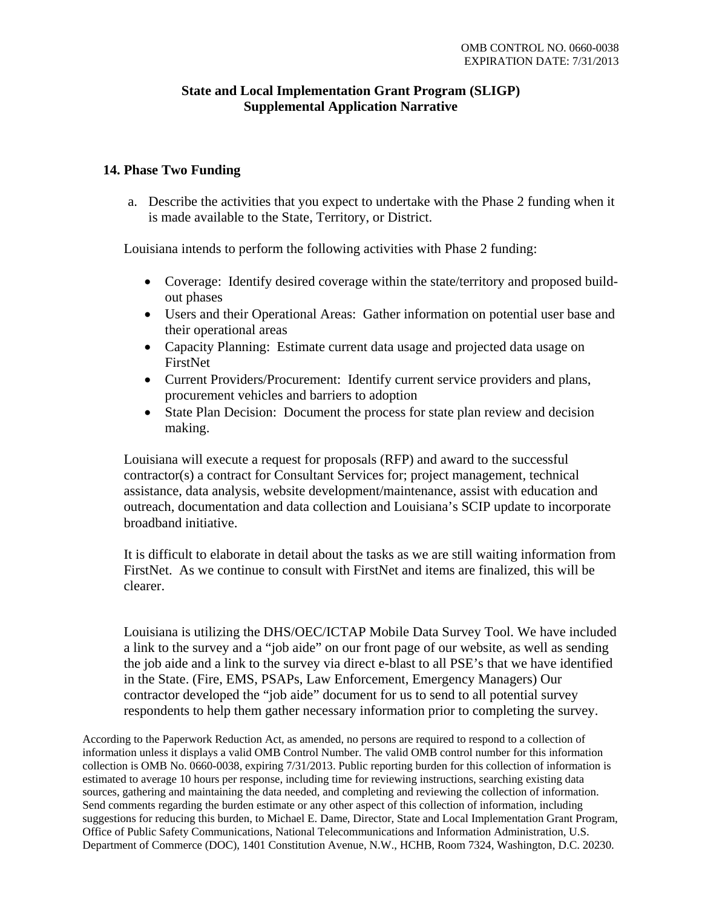OMB CONTROL NO. 0660-0038
EXPIRATION DATE: 7/31/2013

**State and Local Implementation Grant Program (SLIGP)**
**Supplemental Application Narrative**

## 14. Phase Two Funding

a. Describe the activities that you expect to undertake with the Phase 2 funding when it is made available to the State, Territory, or District.

Louisiana intends to perform the following activities with Phase 2 funding:

- Coverage: Identify desired coverage within the state/territory and proposed build-out phases
- Users and their Operational Areas: Gather information on potential user base and their operational areas
- Capacity Planning: Estimate current data usage and projected data usage on FirstNet
- Current Providers/Procurement: Identify current service providers and plans, procurement vehicles and barriers to adoption
- State Plan Decision: Document the process for state plan review and decision making.

Louisiana will execute a request for proposals (RFP) and award to the successful contractor(s) a contract for Consultant Services for; project management, technical assistance, data analysis, website development/maintenance, assist with education and outreach, documentation and data collection and Louisiana's SCIP update to incorporate broadband initiative.

It is difficult to elaborate in detail about the tasks as we are still waiting information from FirstNet. As we continue to consult with FirstNet and items are finalized, this will be clearer.

Louisiana is utilizing the DHS/OEC/ICTAP Mobile Data Survey Tool. We have included a link to the survey and a "job aide" on our front page of our website, as well as sending the job aide and a link to the survey via direct e-blast to all PSE's that we have identified in the State. (Fire, EMS, PSAPs, Law Enforcement, Emergency Managers) Our contractor developed the "job aide" document for us to send to all potential survey respondents to help them gather necessary information prior to completing the survey.

According to the Paperwork Reduction Act, as amended, no persons are required to respond to a collection of information unless it displays a valid OMB Control Number. The valid OMB control number for this information collection is OMB No. 0660-0038, expiring 7/31/2013. Public reporting burden for this collection of information is estimated to average 10 hours per response, including time for reviewing instructions, searching existing data sources, gathering and maintaining the data needed, and completing and reviewing the collection of information. Send comments regarding the burden estimate or any other aspect of this collection of information, including suggestions for reducing this burden, to Michael E. Dame, Director, State and Local Implementation Grant Program, Office of Public Safety Communications, National Telecommunications and Information Administration, U.S. Department of Commerce (DOC), 1401 Constitution Avenue, N.W., HCHB, Room 7324, Washington, D.C. 20230.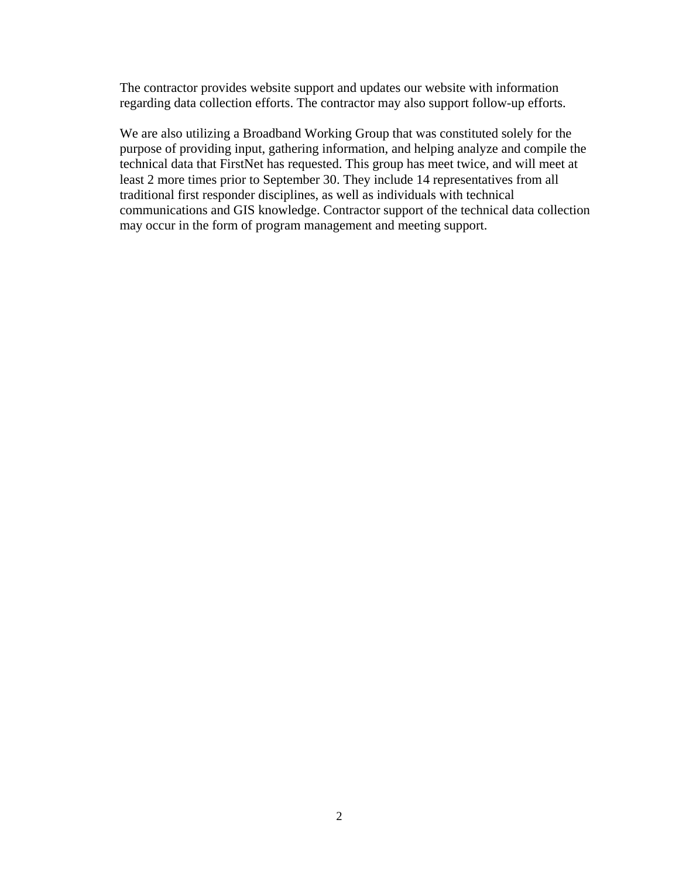The contractor provides website support and updates our website with information regarding data collection efforts. The contractor may also support follow-up efforts.

We are also utilizing a Broadband Working Group that was constituted solely for the purpose of providing input, gathering information, and helping analyze and compile the technical data that FirstNet has requested. This group has meet twice, and will meet at least 2 more times prior to September 30. They include 14 representatives from all traditional first responder disciplines, as well as individuals with technical communications and GIS knowledge. Contractor support of the technical data collection may occur in the form of program management and meeting support.